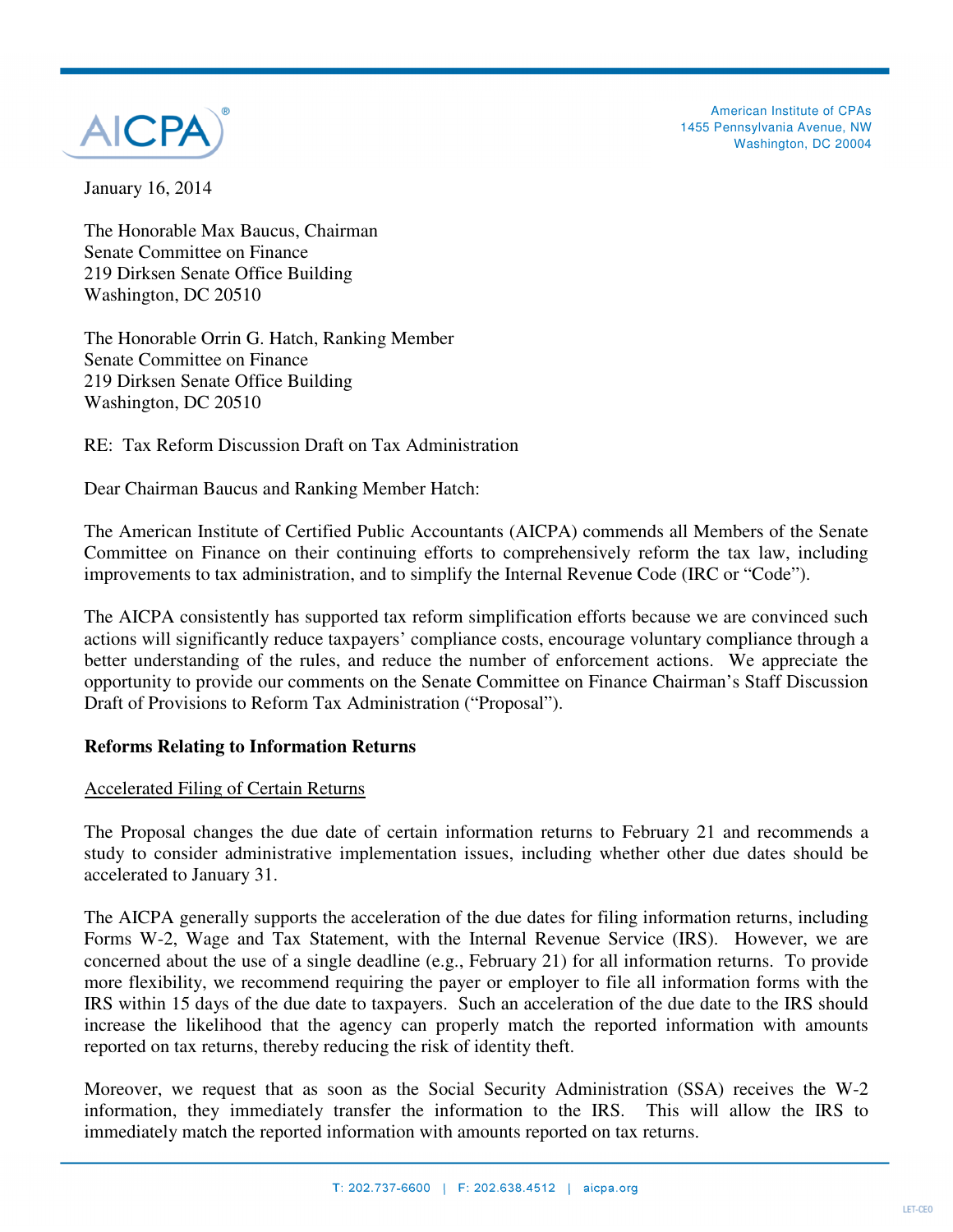American Institute of CPAs
1455 Pennsylvania Avenue, NW
Washington, DC 20004

January 16, 2014

The Honorable Max Baucus, Chairman
Senate Committee on Finance
219 Dirksen Senate Office Building
Washington, DC 20510

The Honorable Orrin G. Hatch, Ranking Member
Senate Committee on Finance
219 Dirksen Senate Office Building
Washington, DC 20510

RE: Tax Reform Discussion Draft on Tax Administration

Dear Chairman Baucus and Ranking Member Hatch:

The American Institute of Certified Public Accountants (AICPA) commends all Members of the Senate Committee on Finance on their continuing efforts to comprehensively reform the tax law, including improvements to tax administration, and to simplify the Internal Revenue Code (IRC or "Code").

The AICPA consistently has supported tax reform simplification efforts because we are convinced such actions will significantly reduce taxpayers' compliance costs, encourage voluntary compliance through a better understanding of the rules, and reduce the number of enforcement actions. We appreciate the opportunity to provide our comments on the Senate Committee on Finance Chairman's Staff Discussion Draft of Provisions to Reform Tax Administration ("Proposal").

**Reforms Relating to Information Returns**

<u>Accelerated Filing of Certain Returns</u>

The Proposal changes the due date of certain information returns to February 21 and recommends a study to consider administrative implementation issues, including whether other due dates should be accelerated to January 31.

The AICPA generally supports the acceleration of the due dates for filing information returns, including Forms W-2, Wage and Tax Statement, with the Internal Revenue Service (IRS). However, we are concerned about the use of a single deadline (e.g., February 21) for all information returns. To provide more flexibility, we recommend requiring the payer or employer to file all information forms with the IRS within 15 days of the due date to taxpayers. Such an acceleration of the due date to the IRS should increase the likelihood that the agency can properly match the reported information with amounts reported on tax returns, thereby reducing the risk of identity theft.

Moreover, we request that as soon as the Social Security Administration (SSA) receives the W-2 information, they immediately transfer the information to the IRS. This will allow the IRS to immediately match the reported information with amounts reported on tax returns.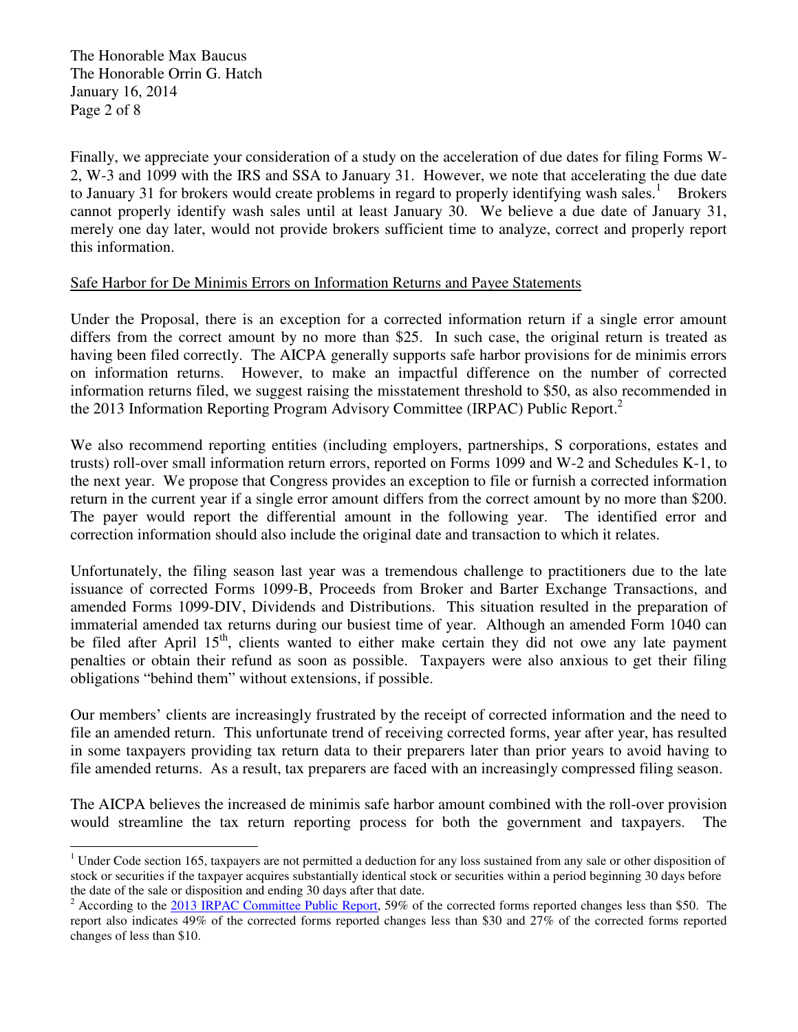Finally, we appreciate your consideration of a study on the acceleration of due dates for filing Forms W-2, W-3 and 1099 with the IRS and SSA to January 31. However, we note that accelerating the due date to January 31 for brokers would create problems in regard to properly identifying wash sales.[1] Brokers cannot properly identify wash sales until at least January 30. We believe a due date of January 31, merely one day later, would not provide brokers sufficient time to analyze, correct and properly report this information.

<u>Safe Harbor for De Minimis Errors on Information Returns and Payee Statements</u>

Under the Proposal, there is an exception for a corrected information return if a single error amount differs from the correct amount by no more than $25. In such case, the original return is treated as having been filed correctly. The AICPA generally supports safe harbor provisions for de minimis errors on information returns. However, to make an impactful difference on the number of corrected information returns filed, we suggest raising the misstatement threshold to $50, as also recommended in the 2013 Information Reporting Program Advisory Committee (IRPAC) Public Report.[2]

We also recommend reporting entities (including employers, partnerships, S corporations, estates and trusts) roll-over small information return errors, reported on Forms 1099 and W-2 and Schedules K-1, to the next year. We propose that Congress provides an exception to file or furnish a corrected information return in the current year if a single error amount differs from the correct amount by no more than $200. The payer would report the differential amount in the following year. The identified error and correction information should also include the original date and transaction to which it relates.

Unfortunately, the filing season last year was a tremendous challenge to practitioners due to the late issuance of corrected Forms 1099-B, Proceeds from Broker and Barter Exchange Transactions, and amended Forms 1099-DIV, Dividends and Distributions. This situation resulted in the preparation of immaterial amended tax returns during our busiest time of year. Although an amended Form 1040 can be filed after April 15th, clients wanted to either make certain they did not owe any late payment penalties or obtain their refund as soon as possible. Taxpayers were also anxious to get their filing obligations "behind them" without extensions, if possible.

Our members' clients are increasingly frustrated by the receipt of corrected information and the need to file an amended return. This unfortunate trend of receiving corrected forms, year after year, has resulted in some taxpayers providing tax return data to their preparers later than prior years to avoid having to file amended returns. As a result, tax preparers are faced with an increasingly compressed filing season.

The AICPA believes the increased de minimis safe harbor amount combined with the roll-over provision would streamline the tax return reporting process for both the government and taxpayers. The

---

[1] Under Code section 165, taxpayers are not permitted a deduction for any loss sustained from any sale or other disposition of stock or securities if the taxpayer acquires substantially identical stock or securities within a period beginning 30 days before the date of the sale or disposition and ending 30 days after that date.

[2] According to the 2013 IRPAC Committee Public Report, 59% of the corrected forms reported changes less than $50. The report also indicates 49% of the corrected forms reported changes less than $30 and 27% of the corrected forms reported changes of less than $10.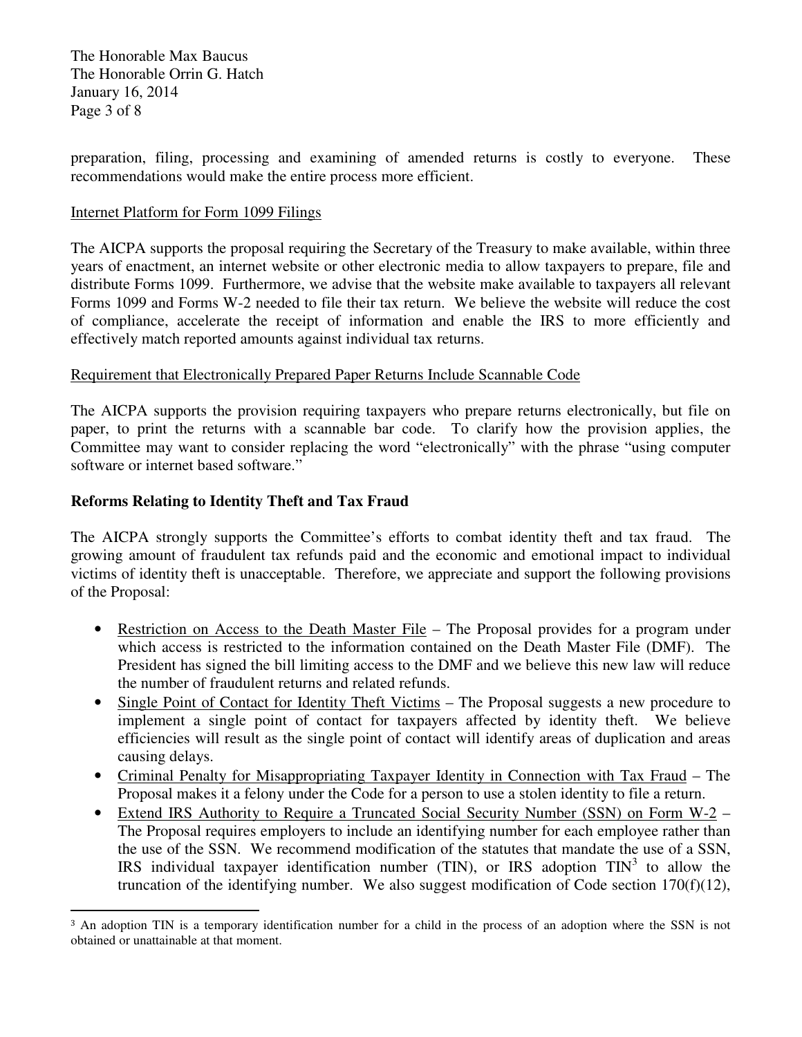preparation, filing, processing and examining of amended returns is costly to everyone. These recommendations would make the entire process more efficient.

Internet Platform for Form 1099 Filings

The AICPA supports the proposal requiring the Secretary of the Treasury to make available, within three years of enactment, an internet website or other electronic media to allow taxpayers to prepare, file and distribute Forms 1099. Furthermore, we advise that the website make available to taxpayers all relevant Forms 1099 and Forms W-2 needed to file their tax return. We believe the website will reduce the cost of compliance, accelerate the receipt of information and enable the IRS to more efficiently and effectively match reported amounts against individual tax returns.

Requirement that Electronically Prepared Paper Returns Include Scannable Code

The AICPA supports the provision requiring taxpayers who prepare returns electronically, but file on paper, to print the returns with a scannable bar code. To clarify how the provision applies, the Committee may want to consider replacing the word "electronically" with the phrase "using computer software or internet based software."

**Reforms Relating to Identity Theft and Tax Fraud**

The AICPA strongly supports the Committee's efforts to combat identity theft and tax fraud. The growing amount of fraudulent tax refunds paid and the economic and emotional impact to individual victims of identity theft is unacceptable. Therefore, we appreciate and support the following provisions of the Proposal:

- Restriction on Access to the Death Master File – The Proposal provides for a program under which access is restricted to the information contained on the Death Master File (DMF). The President has signed the bill limiting access to the DMF and we believe this new law will reduce the number of fraudulent returns and related refunds.
- Single Point of Contact for Identity Theft Victims – The Proposal suggests a new procedure to implement a single point of contact for taxpayers affected by identity theft. We believe efficiencies will result as the single point of contact will identify areas of duplication and areas causing delays.
- Criminal Penalty for Misappropriating Taxpayer Identity in Connection with Tax Fraud – The Proposal makes it a felony under the Code for a person to use a stolen identity to file a return.
- Extend IRS Authority to Require a Truncated Social Security Number (SSN) on Form W-2 – The Proposal requires employers to include an identifying number for each employee rather than the use of the SSN. We recommend modification of the statutes that mandate the use of a SSN, IRS individual taxpayer identification number (TIN), or IRS adoption TIN[3] to allow the truncation of the identifying number. We also suggest modification of Code section 170(f)(12),

[3] An adoption TIN is a temporary identification number for a child in the process of an adoption where the SSN is not obtained or unattainable at that moment.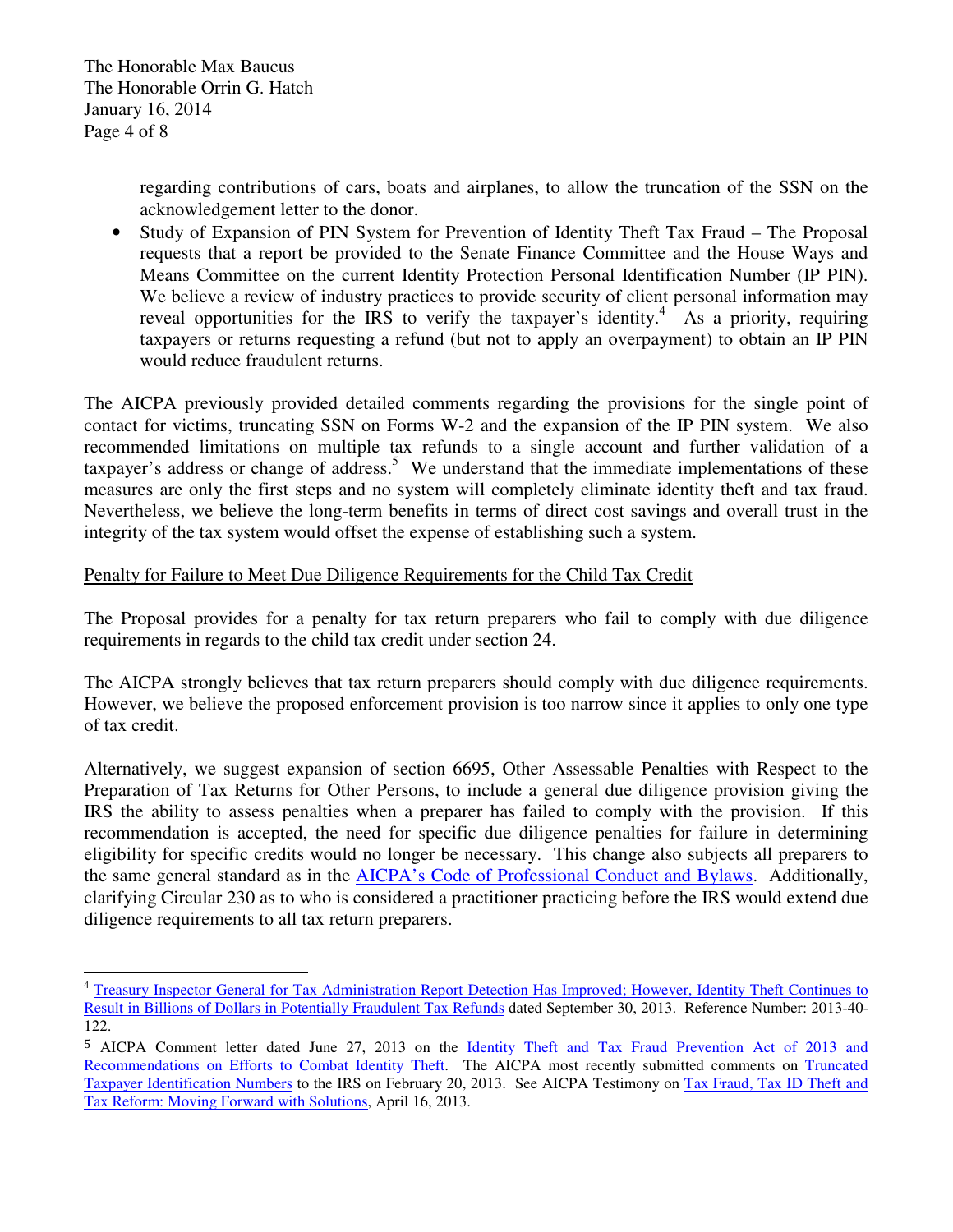regarding contributions of cars, boats and airplanes, to allow the truncation of the SSN on the acknowledgement letter to the donor.

- Study of Expansion of PIN System for Prevention of Identity Theft Tax Fraud – The Proposal requests that a report be provided to the Senate Finance Committee and the House Ways and Means Committee on the current Identity Protection Personal Identification Number (IP PIN). We believe a review of industry practices to provide security of client personal information may reveal opportunities for the IRS to verify the taxpayer's identity.[4] As a priority, requiring taxpayers or returns requesting a refund (but not to apply an overpayment) to obtain an IP PIN would reduce fraudulent returns.

The AICPA previously provided detailed comments regarding the provisions for the single point of contact for victims, truncating SSN on Forms W-2 and the expansion of the IP PIN system. We also recommended limitations on multiple tax refunds to a single account and further validation of a taxpayer's address or change of address.[5] We understand that the immediate implementations of these measures are only the first steps and no system will completely eliminate identity theft and tax fraud. Nevertheless, we believe the long-term benefits in terms of direct cost savings and overall trust in the integrity of the tax system would offset the expense of establishing such a system.

## Penalty for Failure to Meet Due Diligence Requirements for the Child Tax Credit

The Proposal provides for a penalty for tax return preparers who fail to comply with due diligence requirements in regards to the child tax credit under section 24.

The AICPA strongly believes that tax return preparers should comply with due diligence requirements. However, we believe the proposed enforcement provision is too narrow since it applies to only one type of tax credit.

Alternatively, we suggest expansion of section 6695, Other Assessable Penalties with Respect to the Preparation of Tax Returns for Other Persons, to include a general due diligence provision giving the IRS the ability to assess penalties when a preparer has failed to comply with the provision. If this recommendation is accepted, the need for specific due diligence penalties for failure in determining eligibility for specific credits would no longer be necessary. This change also subjects all preparers to the same general standard as in the AICPA's Code of Professional Conduct and Bylaws. Additionally, clarifying Circular 230 as to who is considered a practitioner practicing before the IRS would extend due diligence requirements to all tax return preparers.

---

[4] Treasury Inspector General for Tax Administration Report Detection Has Improved; However, Identity Theft Continues to Result in Billions of Dollars in Potentially Fraudulent Tax Refunds dated September 30, 2013. Reference Number: 2013-40-122.

[5] AICPA Comment letter dated June 27, 2013 on the Identity Theft and Tax Fraud Prevention Act of 2013 and Recommendations on Efforts to Combat Identity Theft. The AICPA most recently submitted comments on Truncated Taxpayer Identification Numbers to the IRS on February 20, 2013. See AICPA Testimony on Tax Fraud, Tax ID Theft and Tax Reform: Moving Forward with Solutions, April 16, 2013.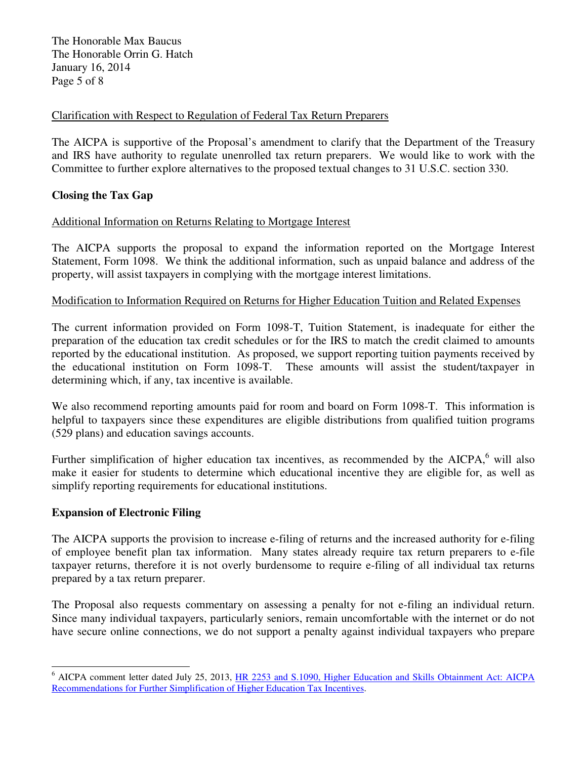Clarification with Respect to Regulation of Federal Tax Return Preparers

The AICPA is supportive of the Proposal's amendment to clarify that the Department of the Treasury and IRS have authority to regulate unenrolled tax return preparers. We would like to work with the Committee to further explore alternatives to the proposed textual changes to 31 U.S.C. section 330.

**Closing the Tax Gap**

Additional Information on Returns Relating to Mortgage Interest

The AICPA supports the proposal to expand the information reported on the Mortgage Interest Statement, Form 1098. We think the additional information, such as unpaid balance and address of the property, will assist taxpayers in complying with the mortgage interest limitations.

Modification to Information Required on Returns for Higher Education Tuition and Related Expenses

The current information provided on Form 1098-T, Tuition Statement, is inadequate for either the preparation of the education tax credit schedules or for the IRS to match the credit claimed to amounts reported by the educational institution. As proposed, we support reporting tuition payments received by the educational institution on Form 1098-T. These amounts will assist the student/taxpayer in determining which, if any, tax incentive is available.

We also recommend reporting amounts paid for room and board on Form 1098-T. This information is helpful to taxpayers since these expenditures are eligible distributions from qualified tuition programs (529 plans) and education savings accounts.

Further simplification of higher education tax incentives, as recommended by the AICPA,[6] will also make it easier for students to determine which educational incentive they are eligible for, as well as simplify reporting requirements for educational institutions.

**Expansion of Electronic Filing**

The AICPA supports the provision to increase e-filing of returns and the increased authority for e-filing of employee benefit plan tax information. Many states already require tax return preparers to e-file taxpayer returns, therefore it is not overly burdensome to require e-filing of all individual tax returns prepared by a tax return preparer.

The Proposal also requests commentary on assessing a penalty for not e-filing an individual return. Since many individual taxpayers, particularly seniors, remain uncomfortable with the internet or do not have secure online connections, we do not support a penalty against individual taxpayers who prepare

---

[6] AICPA comment letter dated July 25, 2013, HR 2253 and S.1090, Higher Education and Skills Obtainment Act: AICPA Recommendations for Further Simplification of Higher Education Tax Incentives.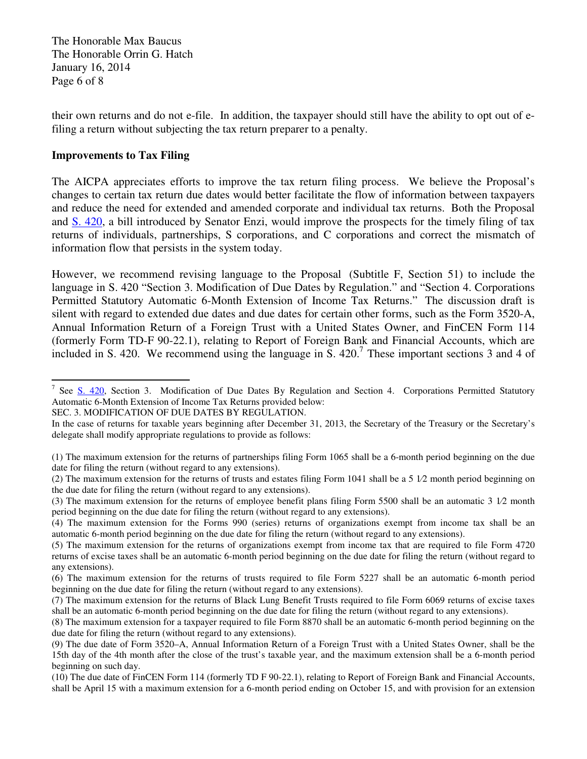their own returns and do not e-file. In addition, the taxpayer should still have the ability to opt out of e-filing a return without subjecting the tax return preparer to a penalty.

**Improvements to Tax Filing**

The AICPA appreciates efforts to improve the tax return filing process. We believe the Proposal's changes to certain tax return due dates would better facilitate the flow of information between taxpayers and reduce the need for extended and amended corporate and individual tax returns. Both the Proposal and S. 420, a bill introduced by Senator Enzi, would improve the prospects for the timely filing of tax returns of individuals, partnerships, S corporations, and C corporations and correct the mismatch of information flow that persists in the system today.

However, we recommend revising language to the Proposal (Subtitle F, Section 51) to include the language in S. 420 "Section 3. Modification of Due Dates by Regulation." and "Section 4. Corporations Permitted Statutory Automatic 6-Month Extension of Income Tax Returns." The discussion draft is silent with regard to extended due dates and due dates for certain other forms, such as the Form 3520-A, Annual Information Return of a Foreign Trust with a United States Owner, and FinCEN Form 114 (formerly Form TD-F 90-22.1), relating to Report of Foreign Bank and Financial Accounts, which are included in S. 420. We recommend using the language in S. 420.[7] These important sections 3 and 4 of

---

[7] See S. 420, Section 3. Modification of Due Dates By Regulation and Section 4. Corporations Permitted Statutory Automatic 6-Month Extension of Income Tax Returns provided below:

SEC. 3. MODIFICATION OF DUE DATES BY REGULATION.

In the case of returns for taxable years beginning after December 31, 2013, the Secretary of the Treasury or the Secretary's delegate shall modify appropriate regulations to provide as follows:

(1) The maximum extension for the returns of partnerships filing Form 1065 shall be a 6-month period beginning on the due date for filing the return (without regard to any extensions).

(2) The maximum extension for the returns of trusts and estates filing Form 1041 shall be a 5 1⁄2 month period beginning on the due date for filing the return (without regard to any extensions).

(3) The maximum extension for the returns of employee benefit plans filing Form 5500 shall be an automatic 3 1⁄2 month period beginning on the due date for filing the return (without regard to any extensions).

(4) The maximum extension for the Forms 990 (series) returns of organizations exempt from income tax shall be an automatic 6-month period beginning on the due date for filing the return (without regard to any extensions).

(5) The maximum extension for the returns of organizations exempt from income tax that are required to file Form 4720 returns of excise taxes shall be an automatic 6-month period beginning on the due date for filing the return (without regard to any extensions).

(6) The maximum extension for the returns of trusts required to file Form 5227 shall be an automatic 6-month period beginning on the due date for filing the return (without regard to any extensions).

(7) The maximum extension for the returns of Black Lung Benefit Trusts required to file Form 6069 returns of excise taxes shall be an automatic 6-month period beginning on the due date for filing the return (without regard to any extensions).

(8) The maximum extension for a taxpayer required to file Form 8870 shall be an automatic 6-month period beginning on the due date for filing the return (without regard to any extensions).

(9) The due date of Form 3520–A, Annual Information Return of a Foreign Trust with a United States Owner, shall be the 15th day of the 4th month after the close of the trust's taxable year, and the maximum extension shall be a 6-month period beginning on such day.

(10) The due date of FinCEN Form 114 (formerly TD F 90-22.1), relating to Report of Foreign Bank and Financial Accounts, shall be April 15 with a maximum extension for a 6-month period ending on October 15, and with provision for an extension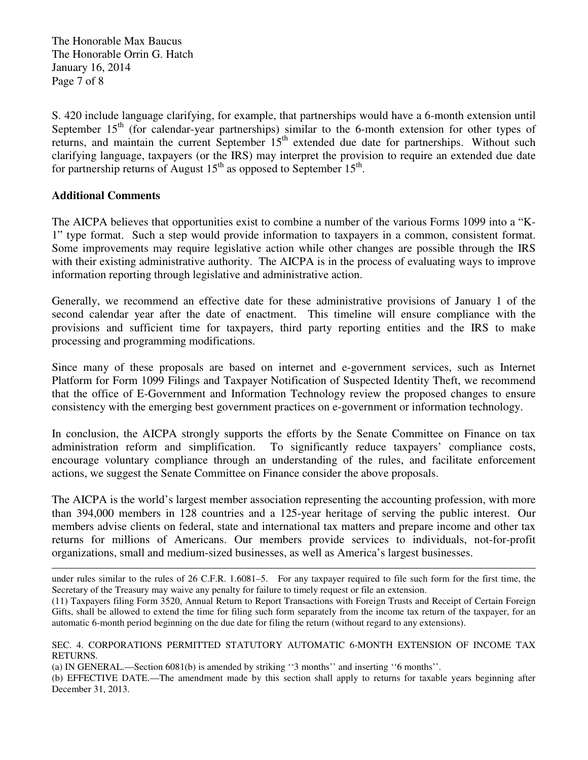S. 420 include language clarifying, for example, that partnerships would have a 6-month extension until September 15th (for calendar-year partnerships) similar to the 6-month extension for other types of returns, and maintain the current September 15th extended due date for partnerships. Without such clarifying language, taxpayers (or the IRS) may interpret the provision to require an extended due date for partnership returns of August 15th as opposed to September 15th.

**Additional Comments**

The AICPA believes that opportunities exist to combine a number of the various Forms 1099 into a "K-1" type format. Such a step would provide information to taxpayers in a common, consistent format. Some improvements may require legislative action while other changes are possible through the IRS with their existing administrative authority. The AICPA is in the process of evaluating ways to improve information reporting through legislative and administrative action.

Generally, we recommend an effective date for these administrative provisions of January 1 of the second calendar year after the date of enactment. This timeline will ensure compliance with the provisions and sufficient time for taxpayers, third party reporting entities and the IRS to make processing and programming modifications.

Since many of these proposals are based on internet and e-government services, such as Internet Platform for Form 1099 Filings and Taxpayer Notification of Suspected Identity Theft, we recommend that the office of E-Government and Information Technology review the proposed changes to ensure consistency with the emerging best government practices on e-government or information technology.

In conclusion, the AICPA strongly supports the efforts by the Senate Committee on Finance on tax administration reform and simplification. To significantly reduce taxpayers' compliance costs, encourage voluntary compliance through an understanding of the rules, and facilitate enforcement actions, we suggest the Senate Committee on Finance consider the above proposals.

The AICPA is the world's largest member association representing the accounting profession, with more than 394,000 members in 128 countries and a 125-year heritage of serving the public interest. Our members advise clients on federal, state and international tax matters and prepare income and other tax returns for millions of Americans. Our members provide services to individuals, not-for-profit organizations, small and medium-sized businesses, as well as America's largest businesses.

---

under rules similar to the rules of 26 C.F.R. 1.6081–5. For any taxpayer required to file such form for the first time, the Secretary of the Treasury may waive any penalty for failure to timely request or file an extension.

(11) Taxpayers filing Form 3520, Annual Return to Report Transactions with Foreign Trusts and Receipt of Certain Foreign Gifts, shall be allowed to extend the time for filing such form separately from the income tax return of the taxpayer, for an automatic 6-month period beginning on the due date for filing the return (without regard to any extensions).

SEC. 4. CORPORATIONS PERMITTED STATUTORY AUTOMATIC 6-MONTH EXTENSION OF INCOME TAX RETURNS.

(a) IN GENERAL.—Section 6081(b) is amended by striking ''3 months'' and inserting ''6 months''.

(b) EFFECTIVE DATE.—The amendment made by this section shall apply to returns for taxable years beginning after December 31, 2013.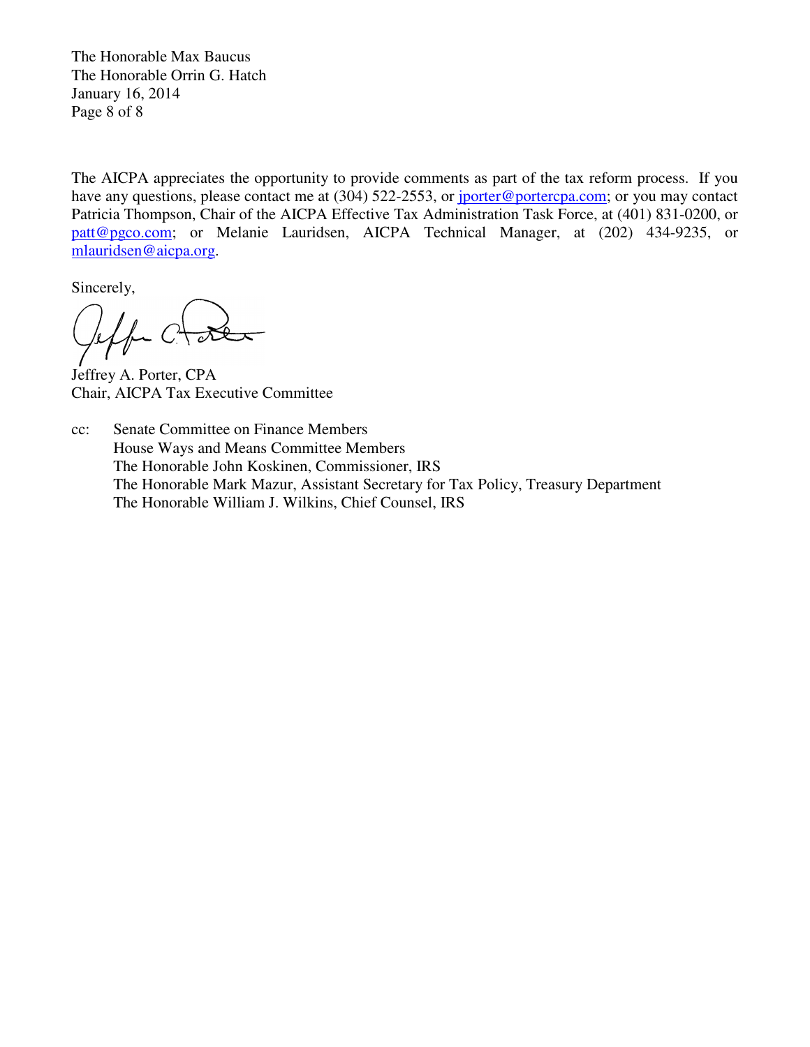The AICPA appreciates the opportunity to provide comments as part of the tax reform process. If you have any questions, please contact me at (304) 522-2553, or jporter@portercpa.com; or you may contact Patricia Thompson, Chair of the AICPA Effective Tax Administration Task Force, at (401) 831-0200, or patt@pgco.com; or Melanie Lauridsen, AICPA Technical Manager, at (202) 434-9235, or mlauridsen@aicpa.org.

Sincerely,

Jeffrey A. Porter, CPA
Chair, AICPA Tax Executive Committee

cc: Senate Committee on Finance Members
House Ways and Means Committee Members
The Honorable John Koskinen, Commissioner, IRS
The Honorable Mark Mazur, Assistant Secretary for Tax Policy, Treasury Department
The Honorable William J. Wilkins, Chief Counsel, IRS